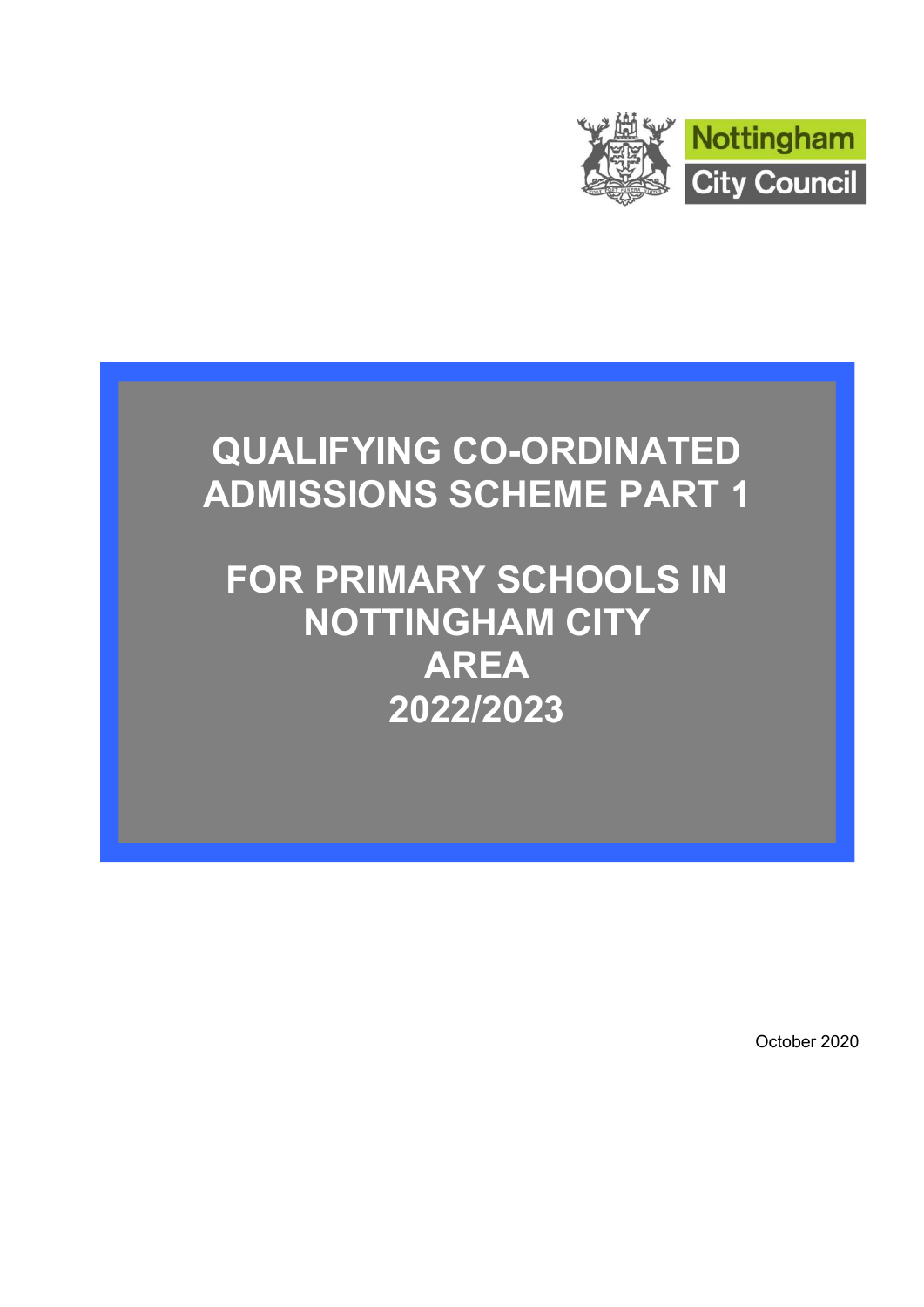Nottingham City Council

# QUALIFYING CO-ORDINATED ADMISSIONS SCHEME PART 1

# FOR PRIMARY SCHOOLS IN NOTTINGHAM CITY AREA 2022/2023

October 2020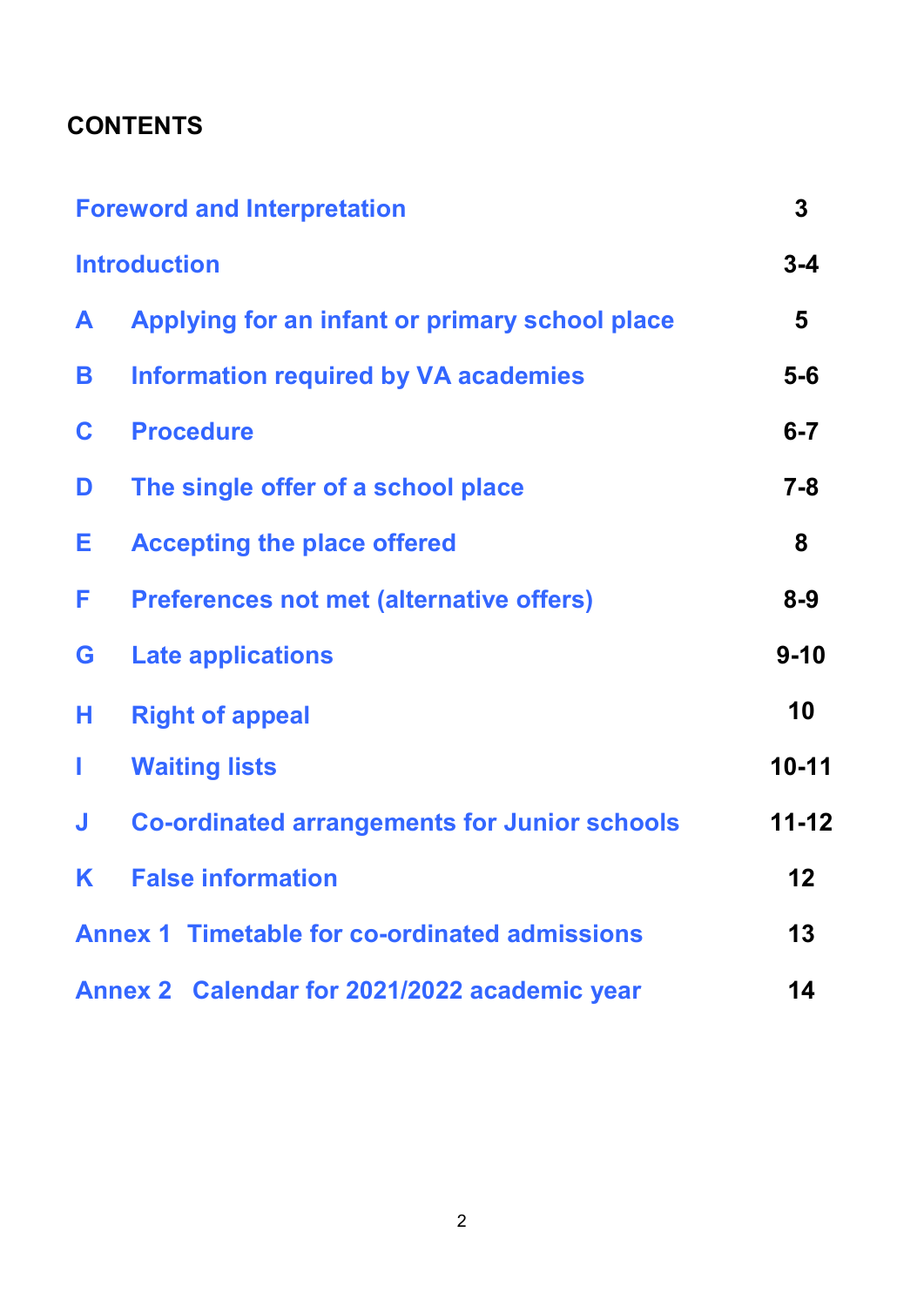**CONTENTS**

| | | |
|---|---|---|
| Foreword and Interpretation | | 3 |
| Introduction | | 3-4 |
| A | Applying for an infant or primary school place | 5 |
| B | Information required by VA academies | 5-6 |
| C | Procedure | 6-7 |
| D | The single offer of a school place | 7-8 |
| E | Accepting the place offered | 8 |
| F | Preferences not met (alternative offers) | 8-9 |
| G | Late applications | 9-10 |
| H | Right of appeal | 10 |
| I | Waiting lists | 10-11 |
| J | Co-ordinated arrangements for Junior schools | 11-12 |
| K | False information | 12 |
| Annex 1 | Timetable for co-ordinated admissions | 13 |
| Annex 2 | Calendar for 2021/2022 academic year | 14 |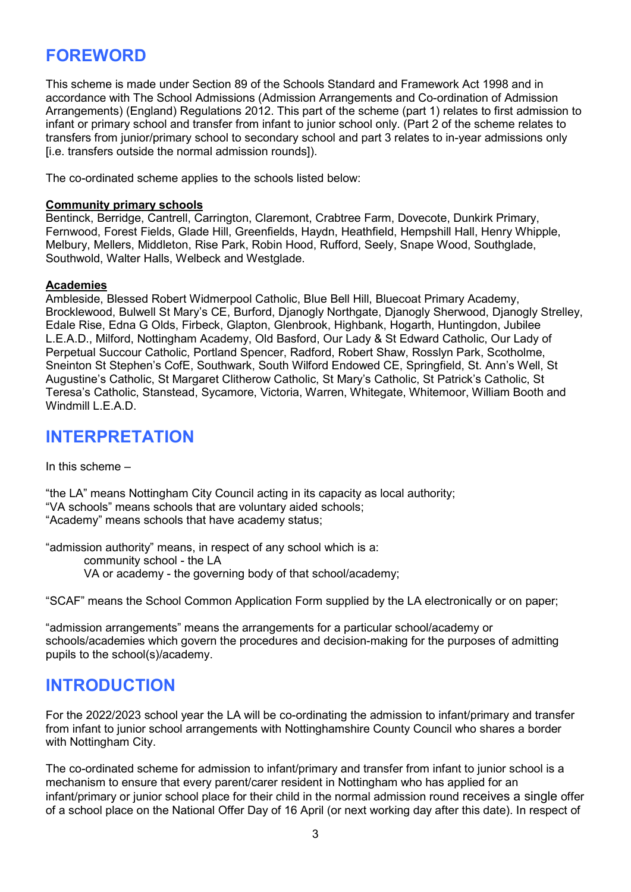## FOREWORD

This scheme is made under Section 89 of the Schools Standard and Framework Act 1998 and in accordance with The School Admissions (Admission Arrangements and Co-ordination of Admission Arrangements) (England) Regulations 2012. This part of the scheme (part 1) relates to first admission to infant or primary school and transfer from infant to junior school only. (Part 2 of the scheme relates to transfers from junior/primary school to secondary school and part 3 relates to in-year admissions only [i.e. transfers outside the normal admission rounds]).

The co-ordinated scheme applies to the schools listed below:

**Community primary schools**
Bentinck, Berridge, Cantrell, Carrington, Claremont, Crabtree Farm, Dovecote, Dunkirk Primary, Fernwood, Forest Fields, Glade Hill, Greenfields, Haydn, Heathfield, Hempshill Hall, Henry Whipple, Melbury, Mellers, Middleton, Rise Park, Robin Hood, Rufford, Seely, Snape Wood, Southglade, Southwold, Walter Halls, Welbeck and Westglade.

**Academies**
Ambleside, Blessed Robert Widmerpool Catholic, Blue Bell Hill, Bluecoat Primary Academy, Brocklewood, Bulwell St Mary's CE, Burford, Djanogly Northgate, Djanogly Sherwood, Djanogly Strelley, Edale Rise, Edna G Olds, Firbeck, Glapton, Glenbrook, Highbank, Hogarth, Huntingdon, Jubilee L.E.A.D., Milford, Nottingham Academy, Old Basford, Our Lady & St Edward Catholic, Our Lady of Perpetual Succour Catholic, Portland Spencer, Radford, Robert Shaw, Rosslyn Park, Scotholme, Sneinton St Stephen's CofE, Southwark, South Wilford Endowed CE, Springfield, St. Ann's Well, St Augustine's Catholic, St Margaret Clitherow Catholic, St Mary's Catholic, St Patrick's Catholic, St Teresa's Catholic, Stanstead, Sycamore, Victoria, Warren, Whitegate, Whitemoor, William Booth and Windmill L.E.A.D.

## INTERPRETATION

In this scheme –

"the LA" means Nottingham City Council acting in its capacity as local authority;
"VA schools" means schools that are voluntary aided schools;
"Academy" means schools that have academy status;

"admission authority" means, in respect of any school which is a:
- community school - the LA
- VA or academy - the governing body of that school/academy;

"SCAF" means the School Common Application Form supplied by the LA electronically or on paper;

"admission arrangements" means the arrangements for a particular school/academy or schools/academies which govern the procedures and decision-making for the purposes of admitting pupils to the school(s)/academy.

## INTRODUCTION

For the 2022/2023 school year the LA will be co-ordinating the admission to infant/primary and transfer from infant to junior school arrangements with Nottinghamshire County Council who shares a border with Nottingham City.

The co-ordinated scheme for admission to infant/primary and transfer from infant to junior school is a mechanism to ensure that every parent/carer resident in Nottingham who has applied for an infant/primary or junior school place for their child in the normal admission round receives a single offer of a school place on the National Offer Day of 16 April (or next working day after this date). In respect of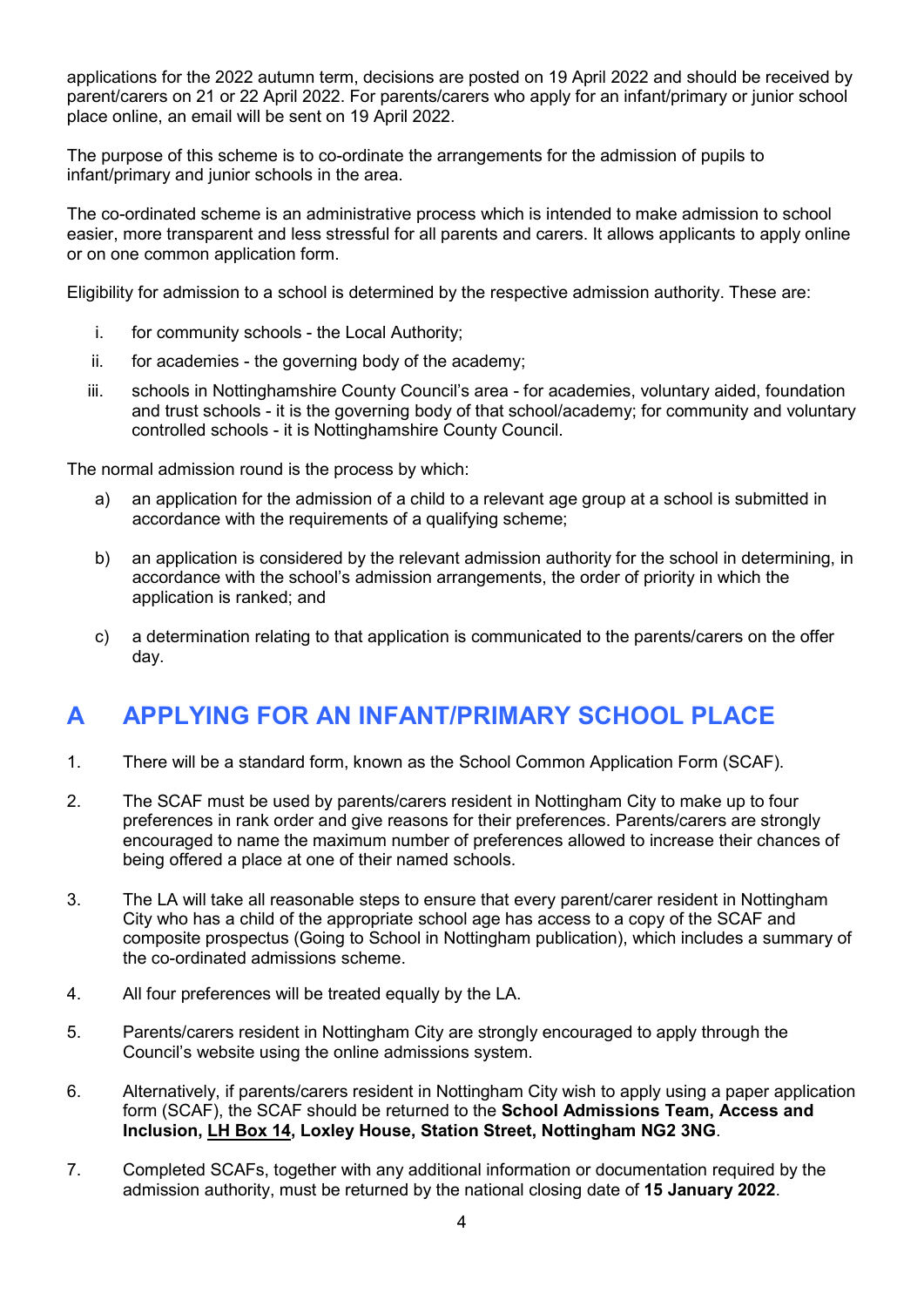applications for the 2022 autumn term, decisions are posted on 19 April 2022 and should be received by parent/carers on 21 or 22 April 2022. For parents/carers who apply for an infant/primary or junior school place online, an email will be sent on 19 April 2022.

The purpose of this scheme is to co-ordinate the arrangements for the admission of pupils to infant/primary and junior schools in the area.

The co-ordinated scheme is an administrative process which is intended to make admission to school easier, more transparent and less stressful for all parents and carers. It allows applicants to apply online or on one common application form.

Eligibility for admission to a school is determined by the respective admission authority. These are:

i. for community schools - the Local Authority;
ii. for academies - the governing body of the academy;
iii. schools in Nottinghamshire County Council's area - for academies, voluntary aided, foundation and trust schools - it is the governing body of that school/academy; for community and voluntary controlled schools - it is Nottinghamshire County Council.

The normal admission round is the process by which:

a) an application for the admission of a child to a relevant age group at a school is submitted in accordance with the requirements of a qualifying scheme;

b) an application is considered by the relevant admission authority for the school in determining, in accordance with the school's admission arrangements, the order of priority in which the application is ranked; and

c) a determination relating to that application is communicated to the parents/carers on the offer day.

# A APPLYING FOR AN INFANT/PRIMARY SCHOOL PLACE

1. There will be a standard form, known as the School Common Application Form (SCAF).

2. The SCAF must be used by parents/carers resident in Nottingham City to make up to four preferences in rank order and give reasons for their preferences. Parents/carers are strongly encouraged to name the maximum number of preferences allowed to increase their chances of being offered a place at one of their named schools.

3. The LA will take all reasonable steps to ensure that every parent/carer resident in Nottingham City who has a child of the appropriate school age has access to a copy of the SCAF and composite prospectus (Going to School in Nottingham publication), which includes a summary of the co-ordinated admissions scheme.

4. All four preferences will be treated equally by the LA.

5. Parents/carers resident in Nottingham City are strongly encouraged to apply through the Council's website using the online admissions system.

6. Alternatively, if parents/carers resident in Nottingham City wish to apply using a paper application form (SCAF), the SCAF should be returned to the **School Admissions Team, Access and Inclusion, LH Box 14, Loxley House, Station Street, Nottingham NG2 3NG**.

7. Completed SCAFs, together with any additional information or documentation required by the admission authority, must be returned by the national closing date of **15 January 2022**.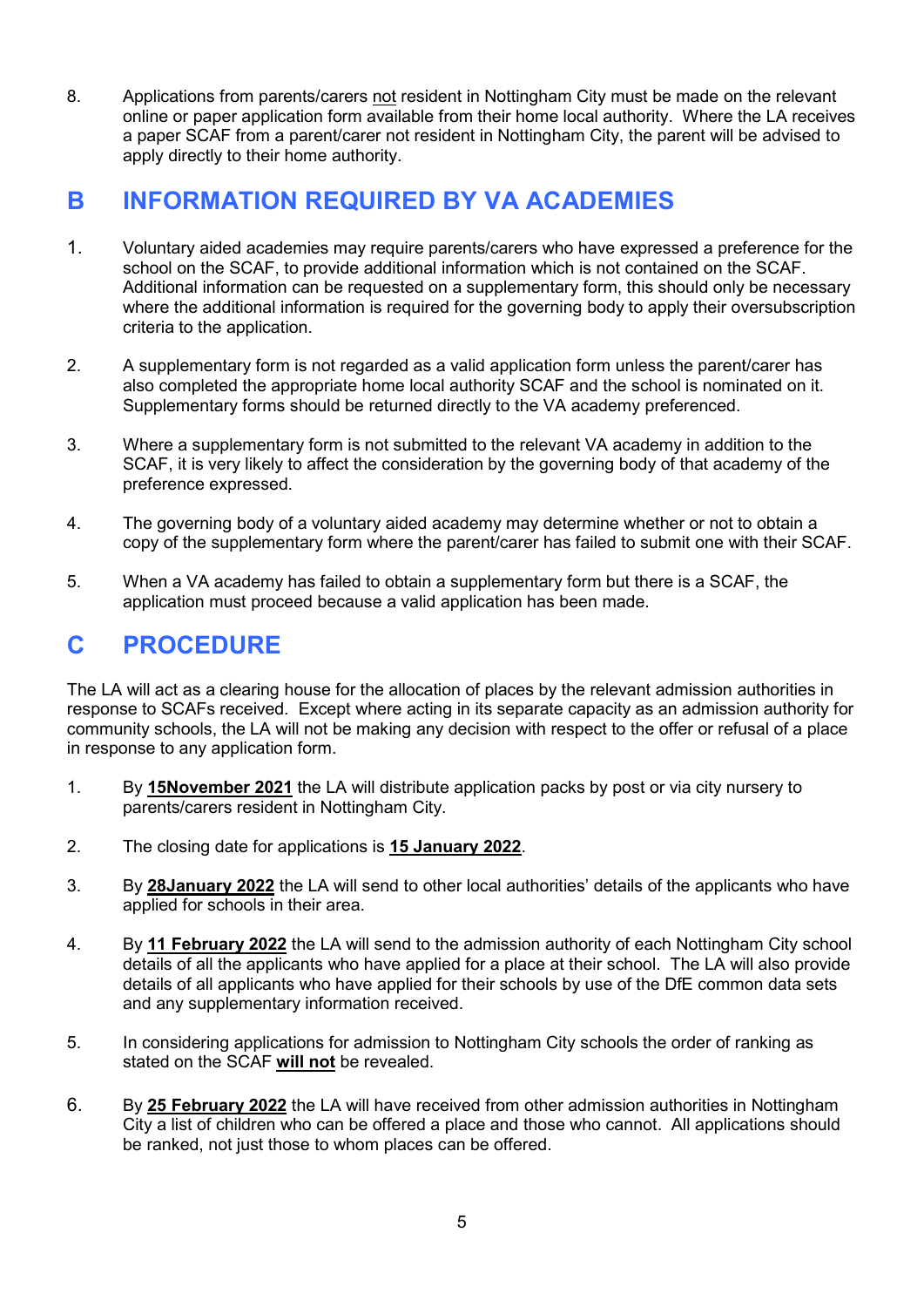8. Applications from parents/carers not resident in Nottingham City must be made on the relevant online or paper application form available from their home local authority. Where the LA receives a paper SCAF from a parent/carer not resident in Nottingham City, the parent will be advised to apply directly to their home authority.

## B INFORMATION REQUIRED BY VA ACADEMIES

1. Voluntary aided academies may require parents/carers who have expressed a preference for the school on the SCAF, to provide additional information which is not contained on the SCAF. Additional information can be requested on a supplementary form, this should only be necessary where the additional information is required for the governing body to apply their oversubscription criteria to the application.

2. A supplementary form is not regarded as a valid application form unless the parent/carer has also completed the appropriate home local authority SCAF and the school is nominated on it. Supplementary forms should be returned directly to the VA academy preferenced.

3. Where a supplementary form is not submitted to the relevant VA academy in addition to the SCAF, it is very likely to affect the consideration by the governing body of that academy of the preference expressed.

4. The governing body of a voluntary aided academy may determine whether or not to obtain a copy of the supplementary form where the parent/carer has failed to submit one with their SCAF.

5. When a VA academy has failed to obtain a supplementary form but there is a SCAF, the application must proceed because a valid application has been made.

## C PROCEDURE

The LA will act as a clearing house for the allocation of places by the relevant admission authorities in response to SCAFs received. Except where acting in its separate capacity as an admission authority for community schools, the LA will not be making any decision with respect to the offer or refusal of a place in response to any application form.

1. By **15November 2021** the LA will distribute application packs by post or via city nursery to parents/carers resident in Nottingham City.

2. The closing date for applications is **15 January 2022**.

3. By **28January 2022** the LA will send to other local authorities' details of the applicants who have applied for schools in their area.

4. By **11 February 2022** the LA will send to the admission authority of each Nottingham City school details of all the applicants who have applied for a place at their school. The LA will also provide details of all applicants who have applied for their schools by use of the DfE common data sets and any supplementary information received.

5. In considering applications for admission to Nottingham City schools the order of ranking as stated on the SCAF **will not** be revealed.

6. By **25 February 2022** the LA will have received from other admission authorities in Nottingham City a list of children who can be offered a place and those who cannot. All applications should be ranked, not just those to whom places can be offered.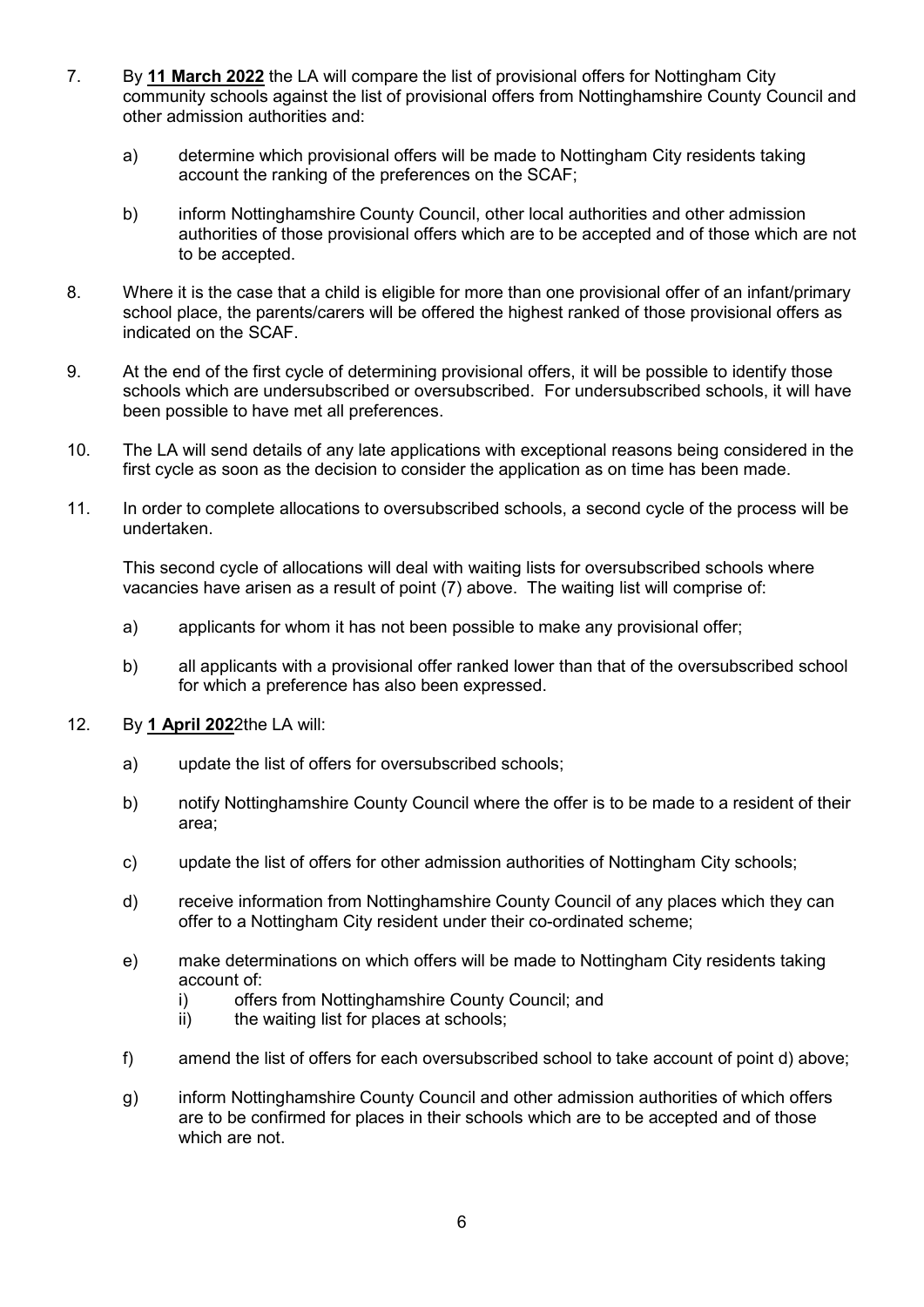7. By **11 March 2022** the LA will compare the list of provisional offers for Nottingham City community schools against the list of provisional offers from Nottinghamshire County Council and other admission authorities and:

   a) determine which provisional offers will be made to Nottingham City residents taking account the ranking of the preferences on the SCAF;

   b) inform Nottinghamshire County Council, other local authorities and other admission authorities of those provisional offers which are to be accepted and of those which are not to be accepted.

8. Where it is the case that a child is eligible for more than one provisional offer of an infant/primary school place, the parents/carers will be offered the highest ranked of those provisional offers as indicated on the SCAF.

9. At the end of the first cycle of determining provisional offers, it will be possible to identify those schools which are undersubscribed or oversubscribed. For undersubscribed schools, it will have been possible to have met all preferences.

10. The LA will send details of any late applications with exceptional reasons being considered in the first cycle as soon as the decision to consider the application as on time has been made.

11. In order to complete allocations to oversubscribed schools, a second cycle of the process will be undertaken.

    This second cycle of allocations will deal with waiting lists for oversubscribed schools where vacancies have arisen as a result of point (7) above. The waiting list will comprise of:

    a) applicants for whom it has not been possible to make any provisional offer;

    b) all applicants with a provisional offer ranked lower than that of the oversubscribed school for which a preference has also been expressed.

12. By **1 April 202**2the LA will:

    a) update the list of offers for oversubscribed schools;

    b) notify Nottinghamshire County Council where the offer is to be made to a resident of their area;

    c) update the list of offers for other admission authorities of Nottingham City schools;

    d) receive information from Nottinghamshire County Council of any places which they can offer to a Nottingham City resident under their co-ordinated scheme;

    e) make determinations on which offers will be made to Nottingham City residents taking account of:
       i) offers from Nottinghamshire County Council; and
       ii) the waiting list for places at schools;

    f) amend the list of offers for each oversubscribed school to take account of point d) above;

    g) inform Nottinghamshire County Council and other admission authorities of which offers are to be confirmed for places in their schools which are to be accepted and of those which are not.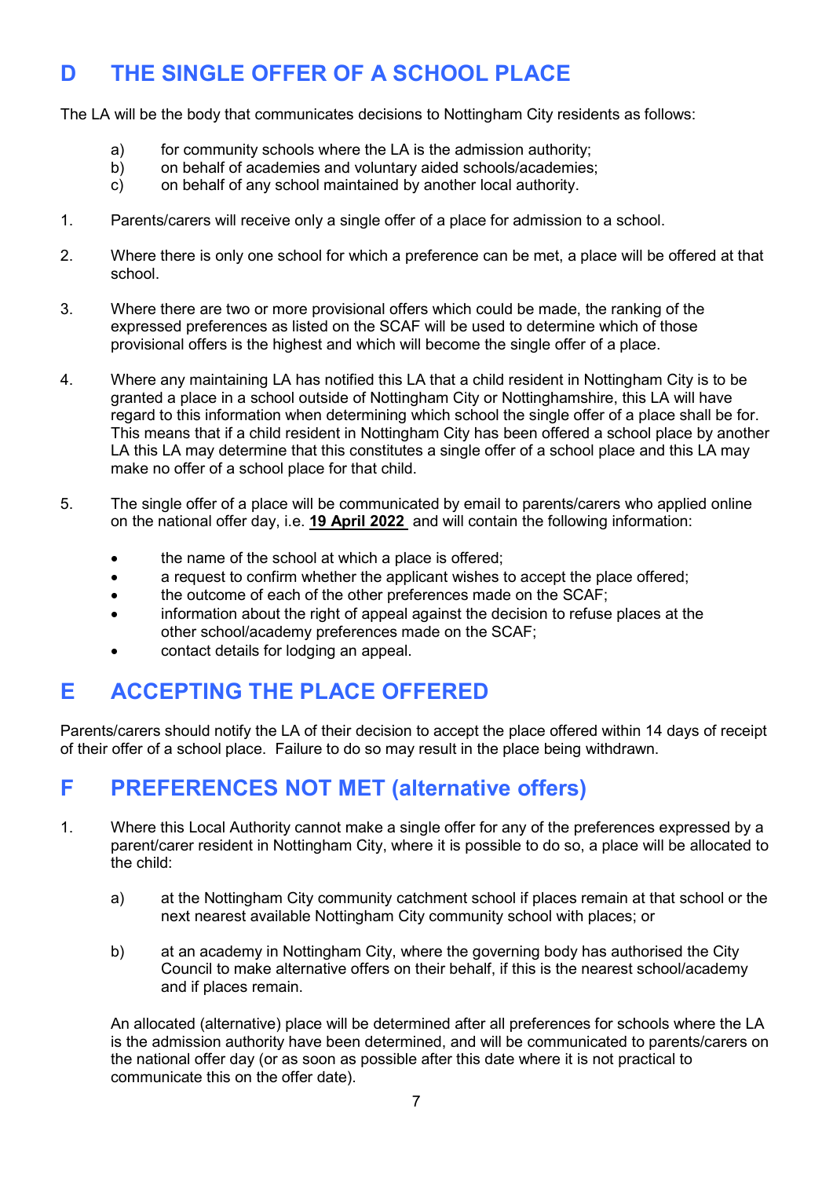## D THE SINGLE OFFER OF A SCHOOL PLACE

The LA will be the body that communicates decisions to Nottingham City residents as follows:

a) for community schools where the LA is the admission authority;
b) on behalf of academies and voluntary aided schools/academies;
c) on behalf of any school maintained by another local authority.

1. Parents/carers will receive only a single offer of a place for admission to a school.

2. Where there is only one school for which a preference can be met, a place will be offered at that school.

3. Where there are two or more provisional offers which could be made, the ranking of the expressed preferences as listed on the SCAF will be used to determine which of those provisional offers is the highest and which will become the single offer of a place.

4. Where any maintaining LA has notified this LA that a child resident in Nottingham City is to be granted a place in a school outside of Nottingham City or Nottinghamshire, this LA will have regard to this information when determining which school the single offer of a place shall be for. This means that if a child resident in Nottingham City has been offered a school place by another LA this LA may determine that this constitutes a single offer of a school place and this LA may make no offer of a school place for that child.

5. The single offer of a place will be communicated by email to parents/carers who applied online on the national offer day, i.e. **19 April 2022** and will contain the following information:

   - the name of the school at which a place is offered;
   - a request to confirm whether the applicant wishes to accept the place offered;
   - the outcome of each of the other preferences made on the SCAF;
   - information about the right of appeal against the decision to refuse places at the other school/academy preferences made on the SCAF;
   - contact details for lodging an appeal.

## E ACCEPTING THE PLACE OFFERED

Parents/carers should notify the LA of their decision to accept the place offered within 14 days of receipt of their offer of a school place. Failure to do so may result in the place being withdrawn.

## F PREFERENCES NOT MET (alternative offers)

1. Where this Local Authority cannot make a single offer for any of the preferences expressed by a parent/carer resident in Nottingham City, where it is possible to do so, a place will be allocated to the child:

   a) at the Nottingham City community catchment school if places remain at that school or the next nearest available Nottingham City community school with places; or

   b) at an academy in Nottingham City, where the governing body has authorised the City Council to make alternative offers on their behalf, if this is the nearest school/academy and if places remain.

   An allocated (alternative) place will be determined after all preferences for schools where the LA is the admission authority have been determined, and will be communicated to parents/carers on the national offer day (or as soon as possible after this date where it is not practical to communicate this on the offer date).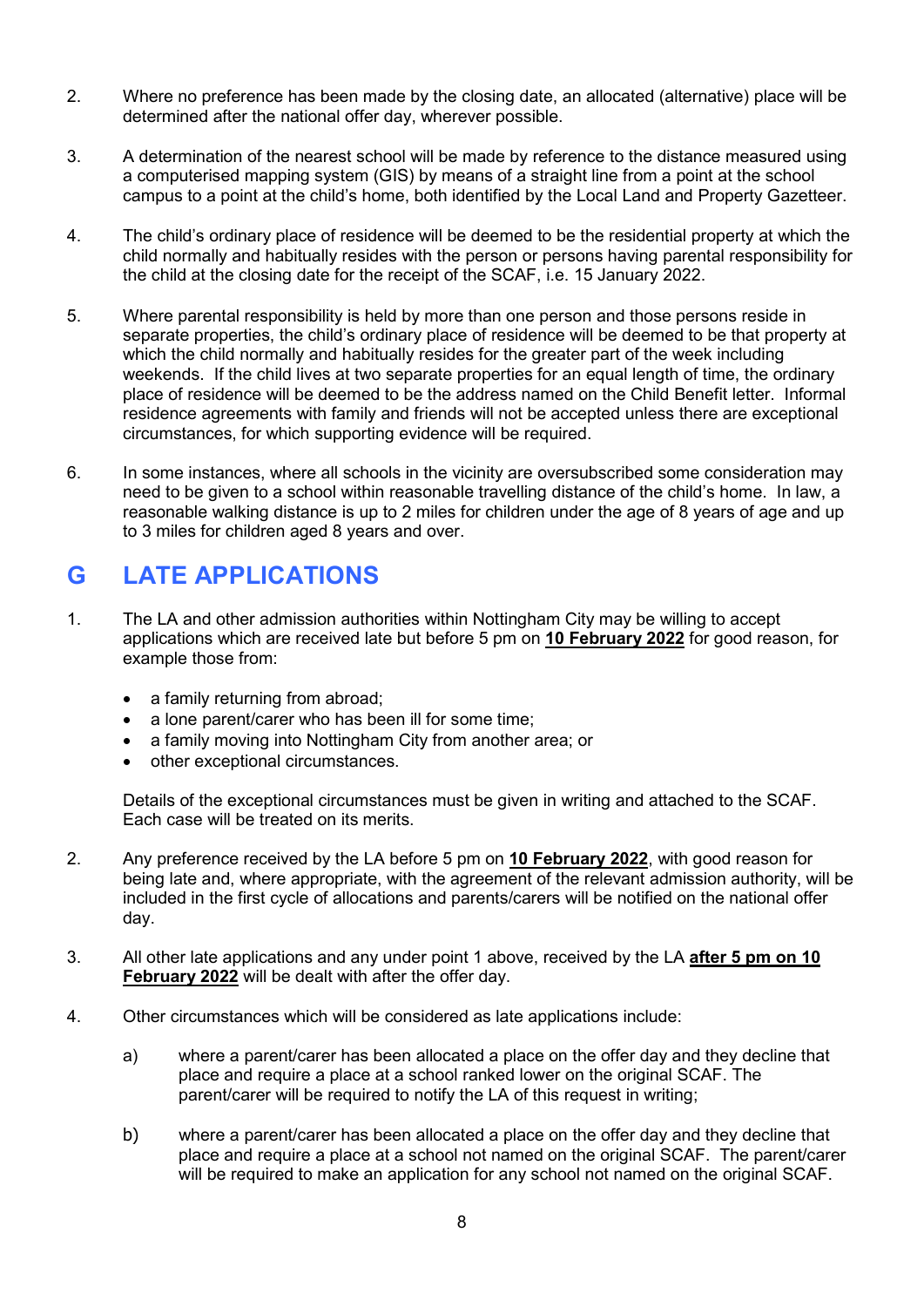2. Where no preference has been made by the closing date, an allocated (alternative) place will be determined after the national offer day, wherever possible.

3. A determination of the nearest school will be made by reference to the distance measured using a computerised mapping system (GIS) by means of a straight line from a point at the school campus to a point at the child's home, both identified by the Local Land and Property Gazetteer.

4. The child's ordinary place of residence will be deemed to be the residential property at which the child normally and habitually resides with the person or persons having parental responsibility for the child at the closing date for the receipt of the SCAF, i.e. 15 January 2022.

5. Where parental responsibility is held by more than one person and those persons reside in separate properties, the child's ordinary place of residence will be deemed to be that property at which the child normally and habitually resides for the greater part of the week including weekends. If the child lives at two separate properties for an equal length of time, the ordinary place of residence will be deemed to be the address named on the Child Benefit letter. Informal residence agreements with family and friends will not be accepted unless there are exceptional circumstances, for which supporting evidence will be required.

6. In some instances, where all schools in the vicinity are oversubscribed some consideration may need to be given to a school within reasonable travelling distance of the child's home. In law, a reasonable walking distance is up to 2 miles for children under the age of 8 years of age and up to 3 miles for children aged 8 years and over.

## G LATE APPLICATIONS

1. The LA and other admission authorities within Nottingham City may be willing to accept applications which are received late but before 5 pm on **10 February 2022** for good reason, for example those from:

   - a family returning from abroad;
   - a lone parent/carer who has been ill for some time;
   - a family moving into Nottingham City from another area; or
   - other exceptional circumstances.

   Details of the exceptional circumstances must be given in writing and attached to the SCAF. Each case will be treated on its merits.

2. Any preference received by the LA before 5 pm on **10 February 2022**, with good reason for being late and, where appropriate, with the agreement of the relevant admission authority, will be included in the first cycle of allocations and parents/carers will be notified on the national offer day.

3. All other late applications and any under point 1 above, received by the LA **after 5 pm on 10 February 2022** will be dealt with after the offer day.

4. Other circumstances which will be considered as late applications include:

   a) where a parent/carer has been allocated a place on the offer day and they decline that place and require a place at a school ranked lower on the original SCAF. The parent/carer will be required to notify the LA of this request in writing;

   b) where a parent/carer has been allocated a place on the offer day and they decline that place and require a place at a school not named on the original SCAF. The parent/carer will be required to make an application for any school not named on the original SCAF.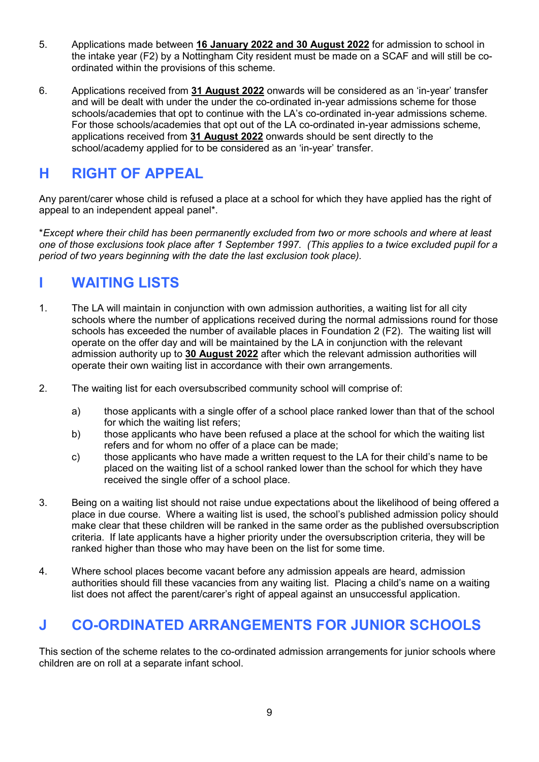5. Applications made between **16 January 2022 and 30 August 2022** for admission to school in the intake year (F2) by a Nottingham City resident must be made on a SCAF and will still be co-ordinated within the provisions of this scheme.

6. Applications received from **31 August 2022** onwards will be considered as an 'in-year' transfer and will be dealt with under the under the co-ordinated in-year admissions scheme for those schools/academies that opt to continue with the LA's co-ordinated in-year admissions scheme. For those schools/academies that opt out of the LA co-ordinated in-year admissions scheme, applications received from **31 August 2022** onwards should be sent directly to the school/academy applied for to be considered as an 'in-year' transfer.

# H RIGHT OF APPEAL

Any parent/carer whose child is refused a place at a school for which they have applied has the right of appeal to an independent appeal panel*.

**Except where their child has been permanently excluded from two or more schools and where at least one of those exclusions took place after 1 September 1997. (This applies to a twice excluded pupil for a period of two years beginning with the date the last exclusion took place).*

# I WAITING LISTS

1. The LA will maintain in conjunction with own admission authorities, a waiting list for all city schools where the number of applications received during the normal admissions round for those schools has exceeded the number of available places in Foundation 2 (F2). The waiting list will operate on the offer day and will be maintained by the LA in conjunction with the relevant admission authority up to **30 August 2022** after which the relevant admission authorities will operate their own waiting list in accordance with their own arrangements.

2. The waiting list for each oversubscribed community school will comprise of:

   a) those applicants with a single offer of a school place ranked lower than that of the school for which the waiting list refers;
   b) those applicants who have been refused a place at the school for which the waiting list refers and for whom no offer of a place can be made;
   c) those applicants who have made a written request to the LA for their child's name to be placed on the waiting list of a school ranked lower than the school for which they have received the single offer of a school place.

3. Being on a waiting list should not raise undue expectations about the likelihood of being offered a place in due course. Where a waiting list is used, the school's published admission policy should make clear that these children will be ranked in the same order as the published oversubscription criteria. If late applicants have a higher priority under the oversubscription criteria, they will be ranked higher than those who may have been on the list for some time.

4. Where school places become vacant before any admission appeals are heard, admission authorities should fill these vacancies from any waiting list. Placing a child's name on a waiting list does not affect the parent/carer's right of appeal against an unsuccessful application.

# J CO-ORDINATED ARRANGEMENTS FOR JUNIOR SCHOOLS

This section of the scheme relates to the co-ordinated admission arrangements for junior schools where children are on roll at a separate infant school.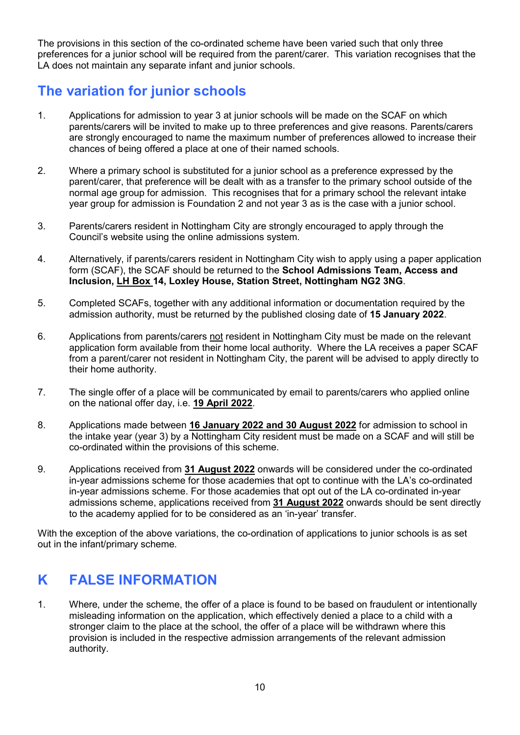The provisions in this section of the co-ordinated scheme have been varied such that only three preferences for a junior school will be required from the parent/carer. This variation recognises that the LA does not maintain any separate infant and junior schools.

## The variation for junior schools

1. Applications for admission to year 3 at junior schools will be made on the SCAF on which parents/carers will be invited to make up to three preferences and give reasons. Parents/carers are strongly encouraged to name the maximum number of preferences allowed to increase their chances of being offered a place at one of their named schools.

2. Where a primary school is substituted for a junior school as a preference expressed by the parent/carer, that preference will be dealt with as a transfer to the primary school outside of the normal age group for admission. This recognises that for a primary school the relevant intake year group for admission is Foundation 2 and not year 3 as is the case with a junior school.

3. Parents/carers resident in Nottingham City are strongly encouraged to apply through the Council's website using the online admissions system.

4. Alternatively, if parents/carers resident in Nottingham City wish to apply using a paper application form (SCAF), the SCAF should be returned to the **School Admissions Team, Access and Inclusion, LH Box 14, Loxley House, Station Street, Nottingham NG2 3NG**.

5. Completed SCAFs, together with any additional information or documentation required by the admission authority, must be returned by the published closing date of **15 January 2022**.

6. Applications from parents/carers not resident in Nottingham City must be made on the relevant application form available from their home local authority. Where the LA receives a paper SCAF from a parent/carer not resident in Nottingham City, the parent will be advised to apply directly to their home authority.

7. The single offer of a place will be communicated by email to parents/carers who applied online on the national offer day, i.e. **19 April 2022**.

8. Applications made between **16 January 2022 and 30 August 2022** for admission to school in the intake year (year 3) by a Nottingham City resident must be made on a SCAF and will still be co-ordinated within the provisions of this scheme.

9. Applications received from **31 August 2022** onwards will be considered under the co-ordinated in-year admissions scheme for those academies that opt to continue with the LA's co-ordinated in-year admissions scheme. For those academies that opt out of the LA co-ordinated in-year admissions scheme, applications received from **31 August 2022** onwards should be sent directly to the academy applied for to be considered as an 'in-year' transfer.

With the exception of the above variations, the co-ordination of applications to junior schools is as set out in the infant/primary scheme.

# K FALSE INFORMATION

1. Where, under the scheme, the offer of a place is found to be based on fraudulent or intentionally misleading information on the application, which effectively denied a place to a child with a stronger claim to the place at the school, the offer of a place will be withdrawn where this provision is included in the respective admission arrangements of the relevant admission authority.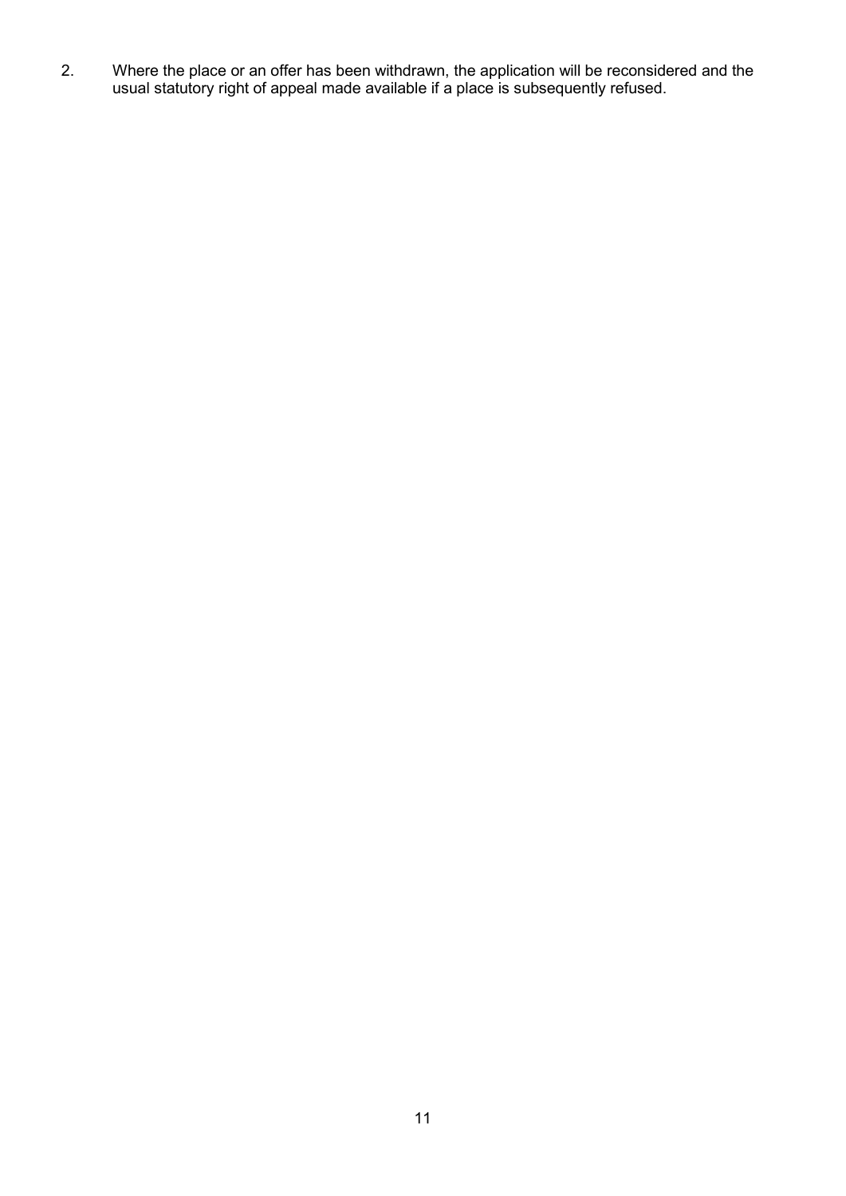2. Where the place or an offer has been withdrawn, the application will be reconsidered and the usual statutory right of appeal made available if a place is subsequently refused.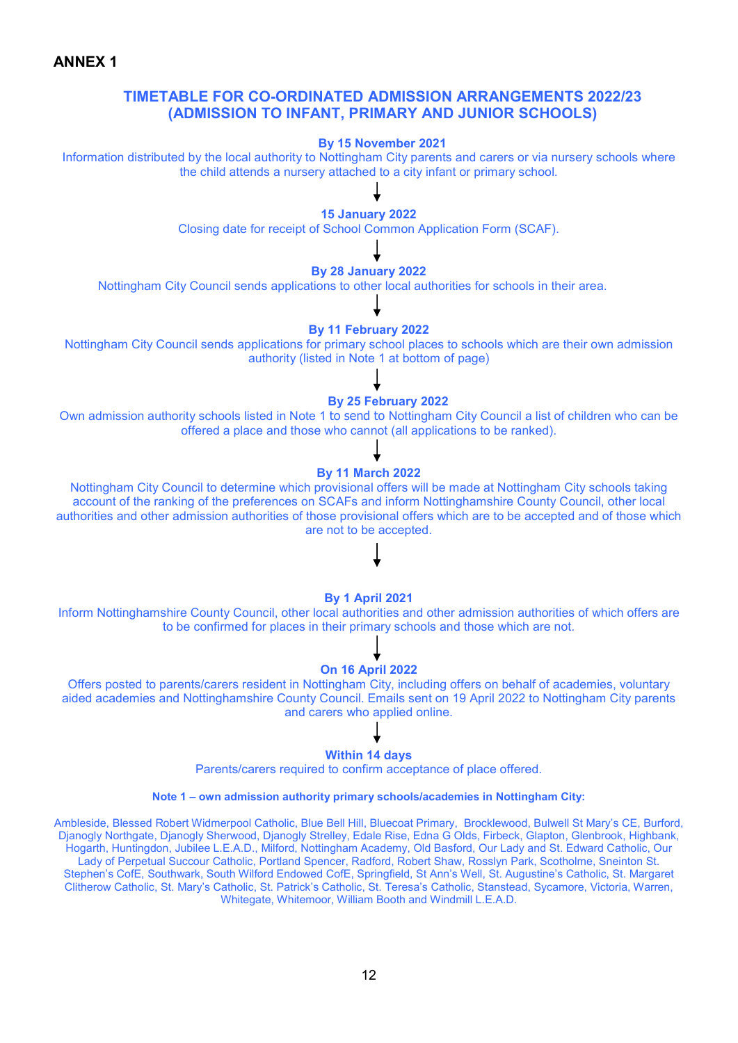**ANNEX 1**

## TIMETABLE FOR CO-ORDINATED ADMISSION ARRANGEMENTS 2022/23 (ADMISSION TO INFANT, PRIMARY AND JUNIOR SCHOOLS)

**By 15 November 2021**
Information distributed by the local authority to Nottingham City parents and carers or via nursery schools where the child attends a nursery attached to a city infant or primary school.

↓

**15 January 2022**
Closing date for receipt of School Common Application Form (SCAF).

↓

**By 28 January 2022**
Nottingham City Council sends applications to other local authorities for schools in their area.

↓

**By 11 February 2022**
Nottingham City Council sends applications for primary school places to schools which are their own admission authority (listed in Note 1 at bottom of page)

↓

**By 25 February 2022**
Own admission authority schools listed in Note 1 to send to Nottingham City Council a list of children who can be offered a place and those who cannot (all applications to be ranked).

↓

**By 11 March 2022**
Nottingham City Council to determine which provisional offers will be made at Nottingham City schools taking account of the ranking of the preferences on SCAFs and inform Nottinghamshire County Council, other local authorities and other admission authorities of those provisional offers which are to be accepted and of those which are not to be accepted.

↓

**By 1 April 2021**
Inform Nottinghamshire County Council, other local authorities and other admission authorities of which offers are to be confirmed for places in their primary schools and those which are not.

↓

**On 16 April 2022**
Offers posted to parents/carers resident in Nottingham City, including offers on behalf of academies, voluntary aided academies and Nottinghamshire County Council. Emails sent on 19 April 2022 to Nottingham City parents and carers who applied online.

↓

**Within 14 days**
Parents/carers required to confirm acceptance of place offered.

**Note 1 – own admission authority primary schools/academies in Nottingham City:**

Ambleside, Blessed Robert Widmerpool Catholic, Blue Bell Hill, Bluecoat Primary, Brocklewood, Bulwell St Mary's CE, Burford, Djanogly Northgate, Djanogly Sherwood, Djanogly Strelley, Edale Rise, Edna G Olds, Firbeck, Glapton, Glenbrook, Highbank, Hogarth, Huntingdon, Jubilee L.E.A.D., Milford, Nottingham Academy, Old Basford, Our Lady and St. Edward Catholic, Our Lady of Perpetual Succour Catholic, Portland Spencer, Radford, Robert Shaw, Rosslyn Park, Scotholme, Sneinton St. Stephen's CofE, Southwark, South Wilford Endowed CofE, Springfield, St Ann's Well, St. Augustine's Catholic, St. Margaret Clitherow Catholic, St. Mary's Catholic, St. Patrick's Catholic, St. Teresa's Catholic, Stanstead, Sycamore, Victoria, Warren, Whitegate, Whitemoor, William Booth and Windmill L.E.A.D.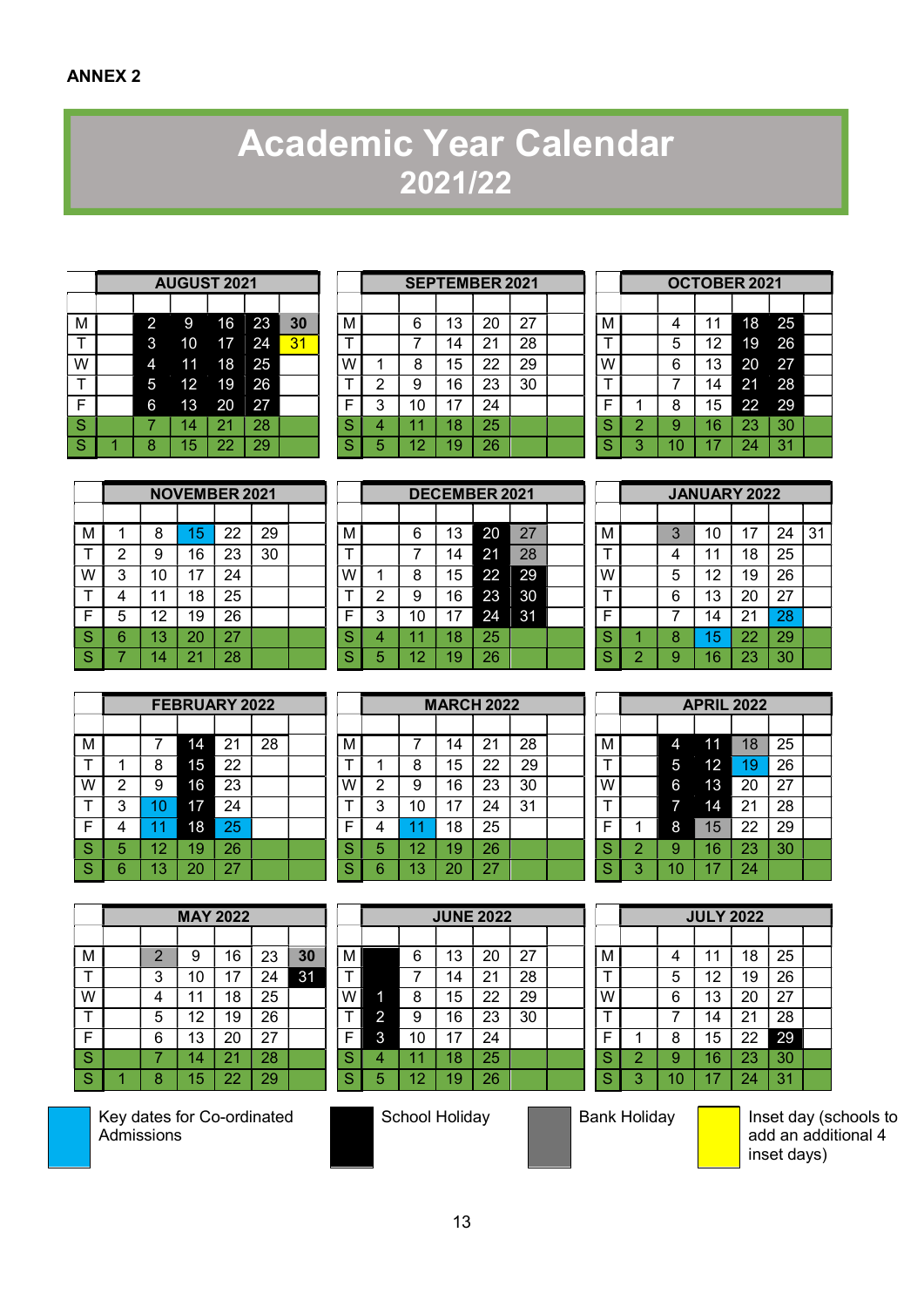**ANNEX 2**

# Academic Year Calendar 2021/22

| AUGUST 2021 | | | | | | |
|---|---|---|---|---|---|---|
| M | | 2 | 9 | 16 | 23 | 30 |
| T | | 3 | 10 | 17 | 24 | 31 |
| W | | 4 | 11 | 18 | 25 | |
| T | | 5 | 12 | 19 | 26 | |
| F | | 6 | 13 | 20 | 27 | |
| S | | 7 | 14 | 21 | 28 | |
| S | 1 | 8 | 15 | 22 | 29 | |

| SEPTEMBER 2021 | | | | | | |
|---|---|---|---|---|---|---|
| M | | 6 | 13 | 20 | 27 | |
| T | | 7 | 14 | 21 | 28 | |
| W | 1 | 8 | 15 | 22 | 29 | |
| T | 2 | 9 | 16 | 23 | 30 | |
| F | 3 | 10 | 17 | 24 | | |
| S | 4 | 11 | 18 | 25 | | |
| S | 5 | 12 | 19 | 26 | | |

| OCTOBER 2021 | | | | | | |
|---|---|---|---|---|---|---|
| M | | 4 | 11 | 18 | 25 | |
| T | | 5 | 12 | 19 | 26 | |
| W | | 6 | 13 | 20 | 27 | |
| T | | 7 | 14 | 21 | 28 | |
| F | 1 | 8 | 15 | 22 | 29 | |
| S | 2 | 9 | 16 | 23 | 30 | |
| S | 3 | 10 | 17 | 24 | 31 | |

| NOVEMBER 2021 | | | | | | |
|---|---|---|---|---|---|---|
| M | 1 | 8 | 15 | 22 | 29 | |
| T | 2 | 9 | 16 | 23 | 30 | |
| W | 3 | 10 | 17 | 24 | | |
| T | 4 | 11 | 18 | 25 | | |
| F | 5 | 12 | 19 | 26 | | |
| S | 6 | 13 | 20 | 27 | | |
| S | 7 | 14 | 21 | 28 | | |

| DECEMBER 2021 | | | | | | |
|---|---|---|---|---|---|---|
| M | | 6 | 13 | 20 | 27 | |
| T | | 7 | 14 | 21 | 28 | |
| W | 1 | 8 | 15 | 22 | 29 | |
| T | 2 | 9 | 16 | 23 | 30 | |
| F | 3 | 10 | 17 | 24 | 31 | |
| S | 4 | 11 | 18 | 25 | | |
| S | 5 | 12 | 19 | 26 | | |

| JANUARY 2022 | | | | | | |
|---|---|---|---|---|---|---|
| M | | 3 | 10 | 17 | 24 | 31 |
| T | | 4 | 11 | 18 | 25 | |
| W | | 5 | 12 | 19 | 26 | |
| T | | 6 | 13 | 20 | 27 | |
| F | | 7 | 14 | 21 | 28 | |
| S | 1 | 8 | 15 | 22 | 29 | |
| S | 2 | 9 | 16 | 23 | 30 | |

| FEBRUARY 2022 | | | | | | |
|---|---|---|---|---|---|---|
| M | | 7 | 14 | 21 | 28 | |
| T | 1 | 8 | 15 | 22 | | |
| W | 2 | 9 | 16 | 23 | | |
| T | 3 | 10 | 17 | 24 | | |
| F | 4 | 11 | 18 | 25 | | |
| S | 5 | 12 | 19 | 26 | | |
| S | 6 | 13 | 20 | 27 | | |

| MARCH 2022 | | | | | | |
|---|---|---|---|---|---|---|
| M | | 7 | 14 | 21 | 28 | |
| T | 1 | 8 | 15 | 22 | 29 | |
| W | 2 | 9 | 16 | 23 | 30 | |
| T | 3 | 10 | 17 | 24 | 31 | |
| F | 4 | 11 | 18 | 25 | | |
| S | 5 | 12 | 19 | 26 | | |
| S | 6 | 13 | 20 | 27 | | |

| APRIL 2022 | | | | | | |
|---|---|---|---|---|---|---|
| M | | 4 | 11 | 18 | 25 | |
| T | | 5 | 12 | 19 | 26 | |
| W | | 6 | 13 | 20 | 27 | |
| T | | 7 | 14 | 21 | 28 | |
| F | 1 | 8 | 15 | 22 | 29 | |
| S | 2 | 9 | 16 | 23 | 30 | |
| S | 3 | 10 | 17 | 24 | | |

| MAY 2022 | | | | | | |
|---|---|---|---|---|---|---|
| M | | 2 | 9 | 16 | 23 | 30 |
| T | | 3 | 10 | 17 | 24 | 31 |
| W | | 4 | 11 | 18 | 25 | |
| T | | 5 | 12 | 19 | 26 | |
| F | | 6 | 13 | 20 | 27 | |
| S | | 7 | 14 | 21 | 28 | |
| S | 1 | 8 | 15 | 22 | 29 | |

| JUNE 2022 | | | | | | |
|---|---|---|---|---|---|---|
| M | | 6 | 13 | 20 | 27 | |
| T | | 7 | 14 | 21 | 28 | |
| W | 1 | 8 | 15 | 22 | 29 | |
| T | 2 | 9 | 16 | 23 | 30 | |
| F | 3 | 10 | 17 | 24 | | |
| S | 4 | 11 | 18 | 25 | | |
| S | 5 | 12 | 19 | 26 | | |

| JULY 2022 | | | | | | |
|---|---|---|---|---|---|---|
| M | | 4 | 11 | 18 | 25 | |
| T | | 5 | 12 | 19 | 26 | |
| W | | 6 | 13 | 20 | 27 | |
| T | | 7 | 14 | 21 | 28 | |
| F | 1 | 8 | 15 | 22 | 29 | |
| S | 2 | 9 | 16 | 23 | 30 | |
| S | 3 | 10 | 17 | 24 | 31 | |

Key dates for Co-ordinated Admissions

School Holiday

Bank Holiday

Inset day (schools to add an additional 4 inset days)